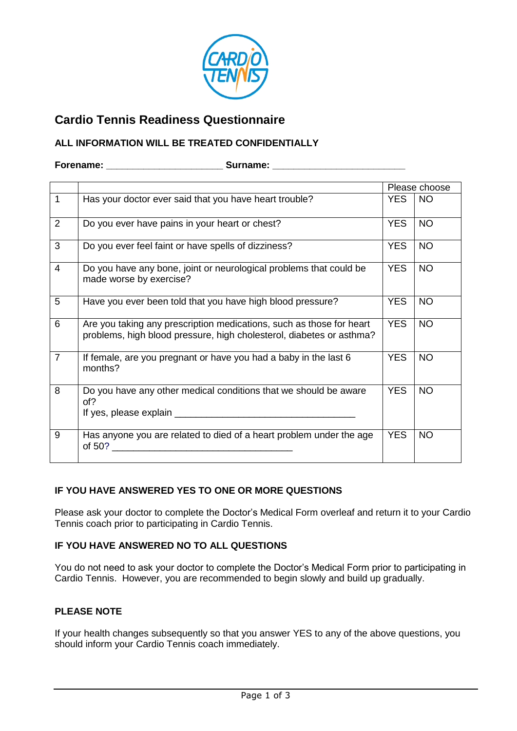# Cardio Tennis Readiness Questionnaire

**ALL INFORMATION WILL BE TREATED CONFIDENTIALLY**

**Forename:** ______________________ **Surname:** _________________________

| | | Please choose | |
|---|---|---|---|
| 1 | Has your doctor ever said that you have heart trouble? | YES | NO |
| 2 | Do you ever have pains in your heart or chest? | YES | NO |
| 3 | Do you ever feel faint or have spells of dizziness? | YES | NO |
| 4 | Do you have any bone, joint or neurological problems that could be made worse by exercise? | YES | NO |
| 5 | Have you ever been told that you have high blood pressure? | YES | NO |
| 6 | Are you taking any prescription medications, such as those for heart problems, high blood pressure, high cholesterol, diabetes or asthma? | YES | NO |
| 7 | If female, are you pregnant or have you had a baby in the last 6 months? | YES | NO |
| 8 | Do you have any other medical conditions that we should be aware of? If yes, please explain __________________________________ | YES | NO |
| 9 | Has anyone you are related to died of a heart problem under the age of 50? __________________________________ | YES | NO |

**IF YOU HAVE ANSWERED YES TO ONE OR MORE QUESTIONS**

Please ask your doctor to complete the Doctor's Medical Form overleaf and return it to your Cardio Tennis coach prior to participating in Cardio Tennis.

**IF YOU HAVE ANSWERED NO TO ALL QUESTIONS**

You do not need to ask your doctor to complete the Doctor's Medical Form prior to participating in Cardio Tennis. However, you are recommended to begin slowly and build up gradually.

**PLEASE NOTE**

If your health changes subsequently so that you answer YES to any of the above questions, you should inform your Cardio Tennis coach immediately.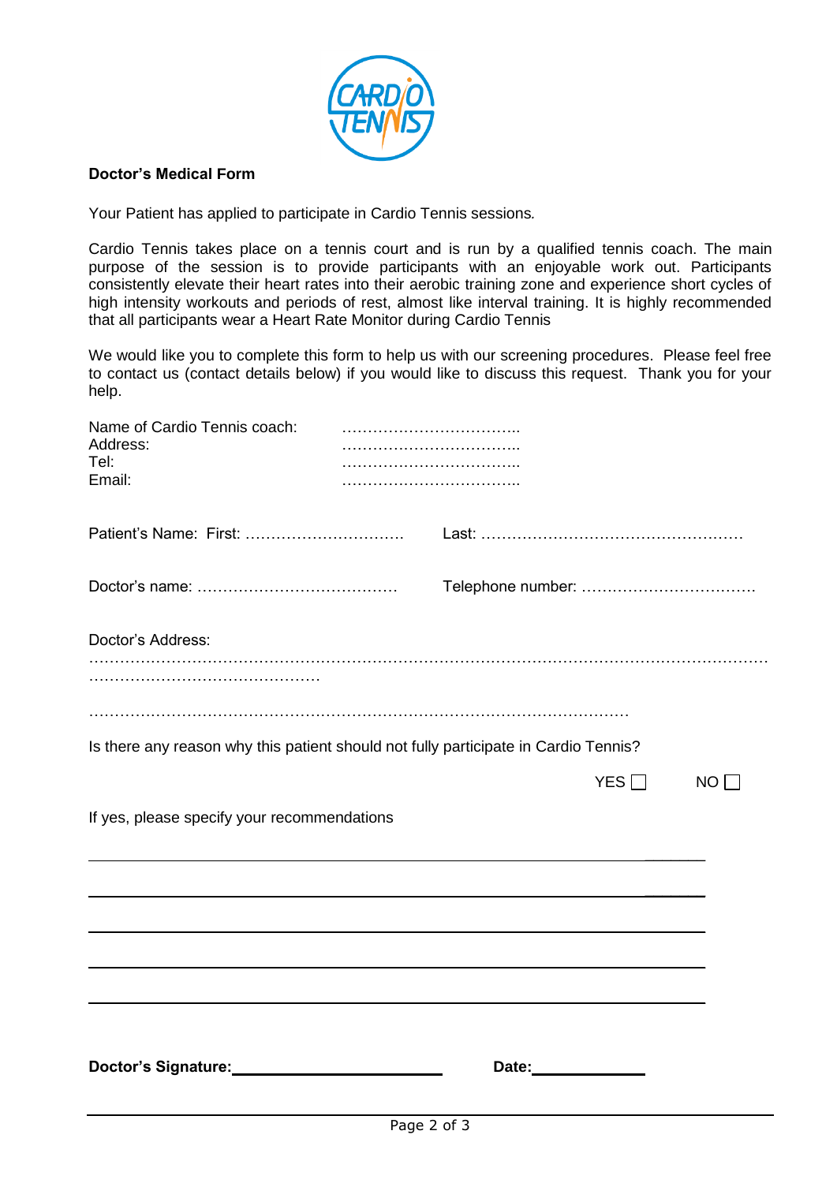**Doctor's Medical Form**

Your Patient has applied to participate in Cardio Tennis sessions.

Cardio Tennis takes place on a tennis court and is run by a qualified tennis coach. The main purpose of the session is to provide participants with an enjoyable work out. Participants consistently elevate their heart rates into their aerobic training zone and experience short cycles of high intensity workouts and periods of rest, almost like interval training. It is highly recommended that all participants wear a Heart Rate Monitor during Cardio Tennis

We would like you to complete this form to help us with our screening procedures. Please feel free to contact us (contact details below) if you would like to discuss this request. Thank you for your help.

Name of Cardio Tennis coach: ……………………………..
Address: ……………………………..
Tel: ……………………………..
Email: ……………………………..

Patient's Name: First: ………………………….  Last: ……………………………………………

Doctor's name: …………………………………  Telephone number: …………………………….

Doctor's Address:

……………………………………………………………………………………………………………………………………………………

…………………………………………………………………………………………

Is there any reason why this patient should not fully participate in Cardio Tennis?

YES ☐  NO ☐

If yes, please specify your recommendations

\_\_\_\_\_\_\_\_\_\_\_\_\_\_\_\_\_\_\_\_\_\_\_\_\_\_\_\_\_\_\_\_\_\_\_\_\_\_\_\_\_\_\_\_\_\_\_\_\_\_\_\_\_\_\_\_\_\_\_\_\_\_\_\_\_\_\_\_\_\_

\_\_\_\_\_\_\_\_\_\_\_\_\_\_\_\_\_\_\_\_\_\_\_\_\_\_\_\_\_\_\_\_\_\_\_\_\_\_\_\_\_\_\_\_\_\_\_\_\_\_\_\_\_\_\_\_\_\_\_\_\_\_\_\_\_\_\_\_\_\_

\_\_\_\_\_\_\_\_\_\_\_\_\_\_\_\_\_\_\_\_\_\_\_\_\_\_\_\_\_\_\_\_\_\_\_\_\_\_\_\_\_\_\_\_\_\_\_\_\_\_\_\_\_\_\_\_\_\_\_\_\_\_\_\_\_\_\_\_\_\_

\_\_\_\_\_\_\_\_\_\_\_\_\_\_\_\_\_\_\_\_\_\_\_\_\_\_\_\_\_\_\_\_\_\_\_\_\_\_\_\_\_\_\_\_\_\_\_\_\_\_\_\_\_\_\_\_\_\_\_\_\_\_\_\_\_\_\_\_\_\_

\_\_\_\_\_\_\_\_\_\_\_\_\_\_\_\_\_\_\_\_\_\_\_\_\_\_\_\_\_\_\_\_\_\_\_\_\_\_\_\_\_\_\_\_\_\_\_\_\_\_\_\_\_\_\_\_\_\_\_\_\_\_\_\_\_\_\_\_\_\_

**Doctor's Signature:** \_\_\_\_\_\_\_\_\_\_\_\_\_\_\_\_\_\_\_\_\_\_\_\_\_\_  **Date:** \_\_\_\_\_\_\_\_\_\_\_\_\_\_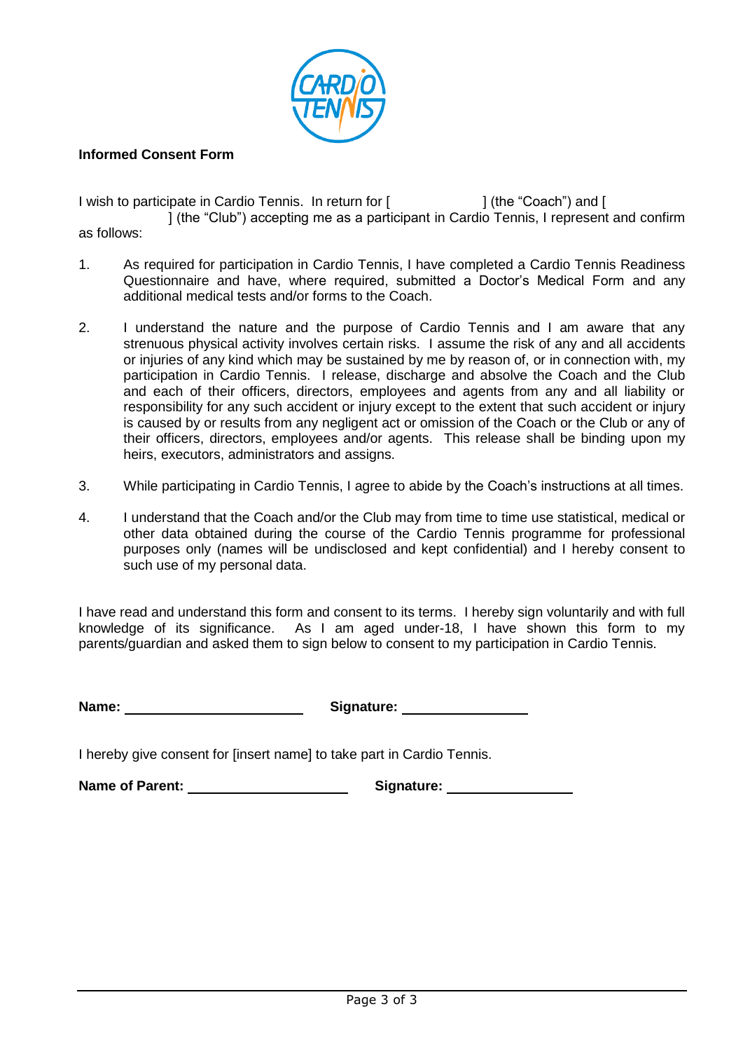**Informed Consent Form**

I wish to participate in Cardio Tennis. In return for [ ] (the "Coach") and [ ] (the "Club") accepting me as a participant in Cardio Tennis, I represent and confirm as follows:

1. As required for participation in Cardio Tennis, I have completed a Cardio Tennis Readiness Questionnaire and have, where required, submitted a Doctor's Medical Form and any additional medical tests and/or forms to the Coach.

2. I understand the nature and the purpose of Cardio Tennis and I am aware that any strenuous physical activity involves certain risks. I assume the risk of any and all accidents or injuries of any kind which may be sustained by me by reason of, or in connection with, my participation in Cardio Tennis. I release, discharge and absolve the Coach and the Club and each of their officers, directors, employees and agents from any and all liability or responsibility for any such accident or injury except to the extent that such accident or injury is caused by or results from any negligent act or omission of the Coach or the Club or any of their officers, directors, employees and/or agents. This release shall be binding upon my heirs, executors, administrators and assigns.

3. While participating in Cardio Tennis, I agree to abide by the Coach's instructions at all times.

4. I understand that the Coach and/or the Club may from time to time use statistical, medical or other data obtained during the course of the Cardio Tennis programme for professional purposes only (names will be undisclosed and kept confidential) and I hereby consent to such use of my personal data.

I have read and understand this form and consent to its terms. I hereby sign voluntarily and with full knowledge of its significance. As I am aged under-18, I have shown this form to my parents/guardian and asked them to sign below to consent to my participation in Cardio Tennis.

**Name:** ______________________ **Signature:** ________________

I hereby give consent for [insert name] to take part in Cardio Tennis.

**Name of Parent:** ____________________ **Signature:** ________________